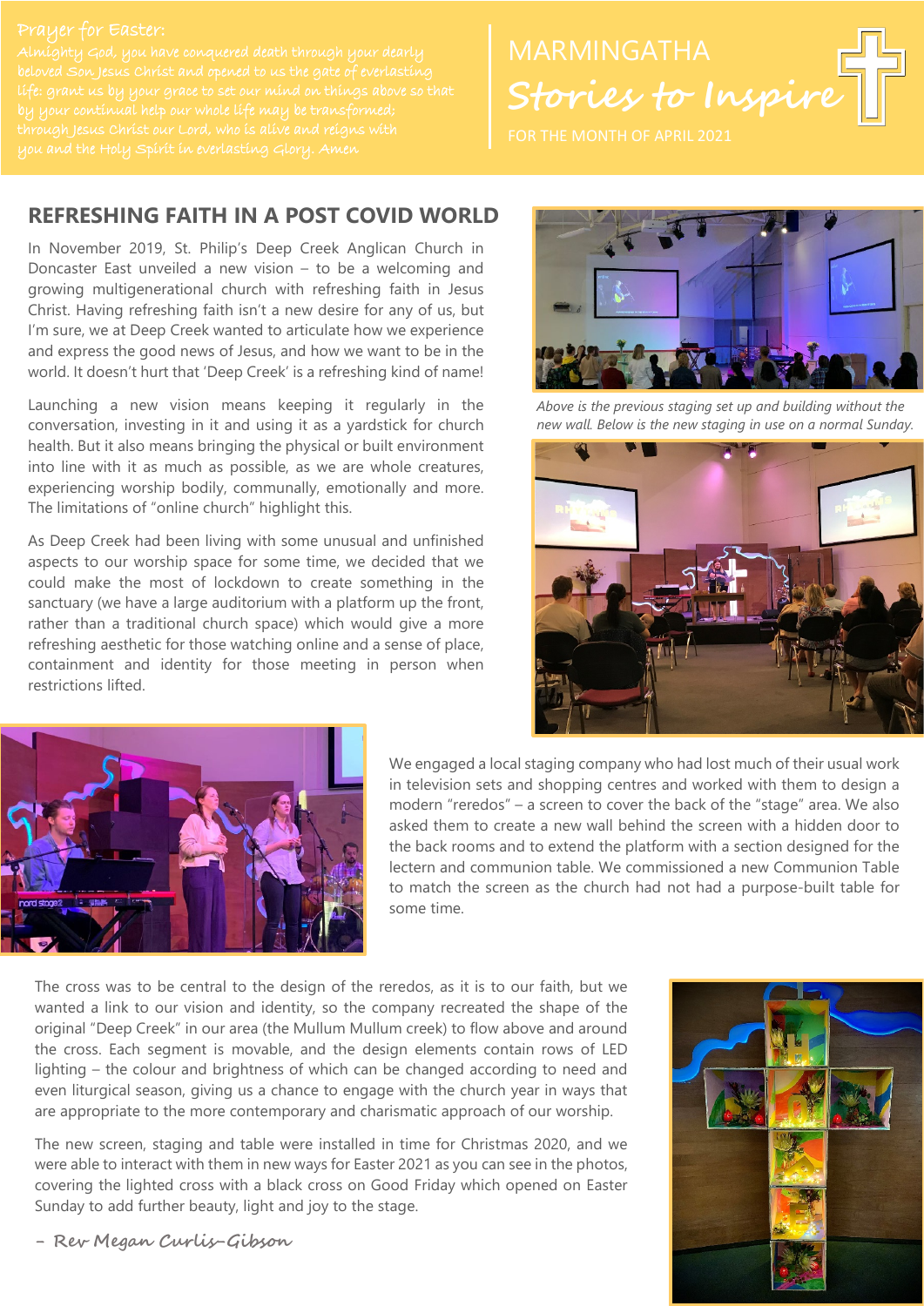Prayer for Easter:

Almighty God, you have conquered death through your dearly beloved Son Jesus Christ and opened to us the gate of everlasting life: grant us by your grace to set our mind on things above so that by your continual help our whole life may be transformed; through Jesus Christ our Lord, who is alive and reigns with you and the Holy Spirit in everlasting Glory. Amen

# MARMINGATHA
## Stories to Inspire

FOR THE MONTH OF APRIL 2021

## REFRESHING FAITH IN A POST COVID WORLD

In November 2019, St. Philip's Deep Creek Anglican Church in Doncaster East unveiled a new vision – to be a welcoming and growing multigenerational church with refreshing faith in Jesus Christ. Having refreshing faith isn't a new desire for any of us, but I'm sure, we at Deep Creek wanted to articulate how we experience and express the good news of Jesus, and how we want to be in the world. It doesn't hurt that 'Deep Creek' is a refreshing kind of name!

Launching a new vision means keeping it regularly in the conversation, investing in it and using it as a yardstick for church health. But it also means bringing the physical or built environment into line with it as much as possible, as we are whole creatures, experiencing worship bodily, communally, emotionally and more. The limitations of "online church" highlight this.

As Deep Creek had been living with some unusual and unfinished aspects to our worship space for some time, we decided that we could make the most of lockdown to create something in the sanctuary (we have a large auditorium with a platform up the front, rather than a traditional church space) which would give a more refreshing aesthetic for those watching online and a sense of place, containment and identity for those meeting in person when restrictions lifted.

*Above is the previous staging set up and building without the new wall. Below is the new staging in use on a normal Sunday.*

We engaged a local staging company who had lost much of their usual work in television sets and shopping centres and worked with them to design a modern "reredos" – a screen to cover the back of the "stage" area. We also asked them to create a new wall behind the screen with a hidden door to the back rooms and to extend the platform with a section designed for the lectern and communion table. We commissioned a new Communion Table to match the screen as the church had not had a purpose-built table for some time.

The cross was to be central to the design of the reredos, as it is to our faith, but we wanted a link to our vision and identity, so the company recreated the shape of the original "Deep Creek" in our area (the Mullum Mullum creek) to flow above and around the cross. Each segment is movable, and the design elements contain rows of LED lighting – the colour and brightness of which can be changed according to need and even liturgical season, giving us a chance to engage with the church year in ways that are appropriate to the more contemporary and charismatic approach of our worship.

The new screen, staging and table were installed in time for Christmas 2020, and we were able to interact with them in new ways for Easter 2021 as you can see in the photos, covering the lighted cross with a black cross on Good Friday which opened on Easter Sunday to add further beauty, light and joy to the stage.

– Rev Megan Curlis-Gibson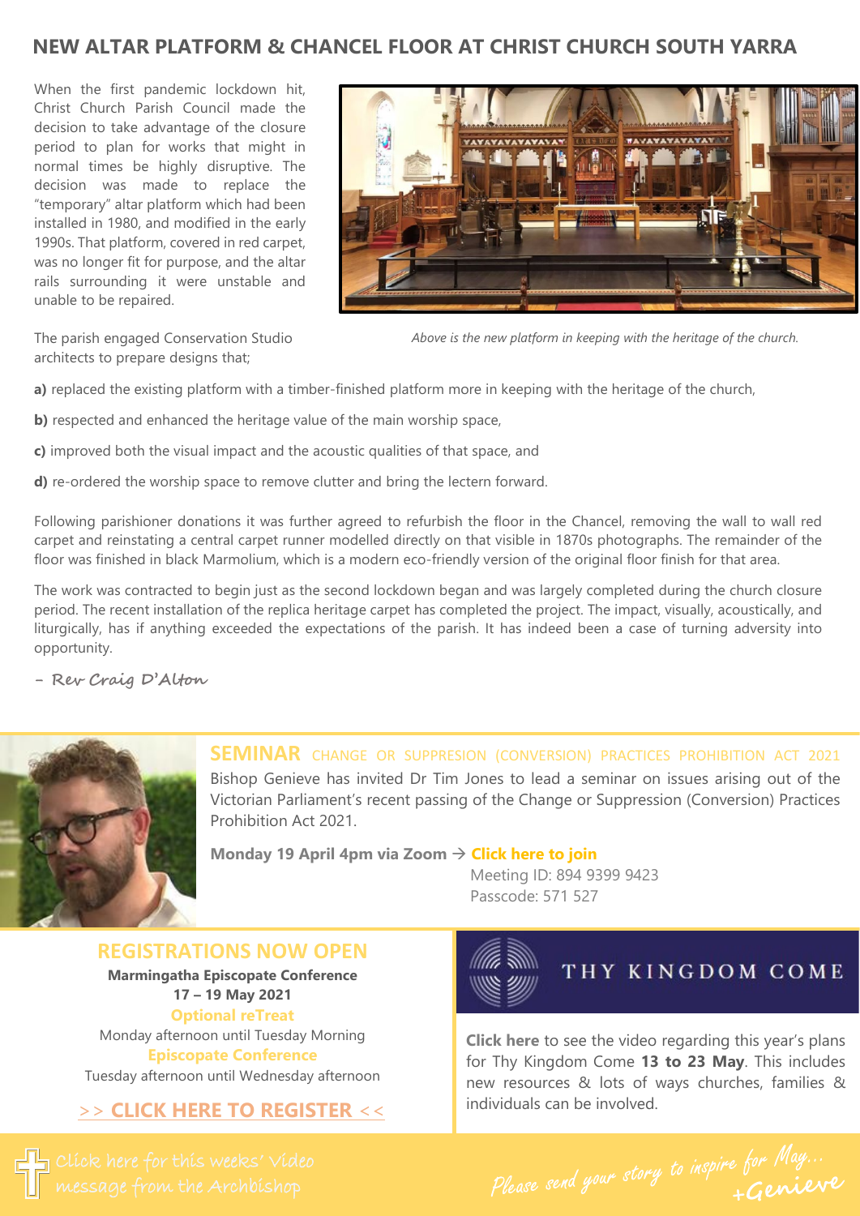## NEW ALTAR PLATFORM & CHANCEL FLOOR AT CHRIST CHURCH SOUTH YARRA

When the first pandemic lockdown hit, Christ Church Parish Council made the decision to take advantage of the closure period to plan for works that might in normal times be highly disruptive. The decision was made to replace the "temporary" altar platform which had been installed in 1980, and modified in the early 1990s. That platform, covered in red carpet, was no longer fit for purpose, and the altar rails surrounding it were unstable and unable to be repaired.

*Above is the new platform in keeping with the heritage of the church.*

The parish engaged Conservation Studio architects to prepare designs that;

**a)** replaced the existing platform with a timber-finished platform more in keeping with the heritage of the church,

**b)** respected and enhanced the heritage value of the main worship space,

**c)** improved both the visual impact and the acoustic qualities of that space, and

**d)** re-ordered the worship space to remove clutter and bring the lectern forward.

Following parishioner donations it was further agreed to refurbish the floor in the Chancel, removing the wall to wall red carpet and reinstating a central carpet runner modelled directly on that visible in 1870s photographs. The remainder of the floor was finished in black Marmolium, which is a modern eco-friendly version of the original floor finish for that area.

The work was contracted to begin just as the second lockdown began and was largely completed during the church closure period. The recent installation of the replica heritage carpet has completed the project. The impact, visually, acoustically, and liturgically, has if anything exceeded the expectations of the parish. It has indeed been a case of turning adversity into opportunity.

*– Rev Craig D'Alton*

## SEMINAR CHANGE OR SUPPRESION (CONVERSION) PRACTICES PROHIBITION ACT 2021

Bishop Genieve has invited Dr Tim Jones to lead a seminar on issues arising out of the Victorian Parliament's recent passing of the Change or Suppression (Conversion) Practices Prohibition Act 2021.

**Monday 19 April 4pm via Zoom → Click here to join**

Meeting ID: 894 9399 9423
Passcode: 571 527

## REGISTRATIONS NOW OPEN

**Marmingatha Episcopate Conference**
**17 – 19 May 2021**

**Optional reTreat**
Monday afternoon until Tuesday Morning

**Episcopate Conference**
Tuesday afternoon until Wednesday afternoon

**>> CLICK HERE TO REGISTER <<**

## THY KINGDOM COME

**Click here** to see the video regarding this year's plans for Thy Kingdom Come **13 to 23 May**. This includes new resources & lots of ways churches, families & individuals can be involved.

Click here for this weeks' video message from the Archbishop

*Please send your story to inspire for May...*
*+Genieve*